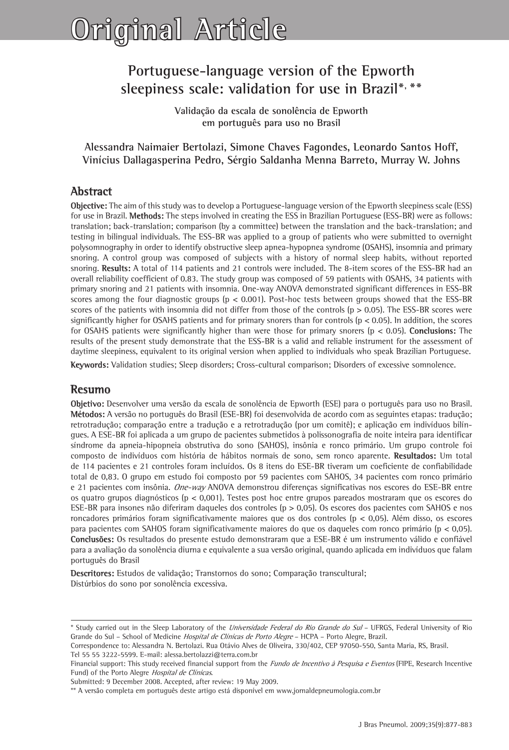# Original Article

## Portuguese-language version of the Epworth sleepiness scale: validation for use in Brazil*, **

### Validação da escala de sonolência de Epworth em português para uso no Brasil

**Alessandra Naimaier Bertolazi, Simone Chaves Fagondes, Leonardo Santos Hoff, Vinícius Dallagasperina Pedro, Sérgio Saldanha Menna Barreto, Murray W. Johns**

## Abstract

**Objective:** The aim of this study was to develop a Portuguese-language version of the Epworth sleepiness scale (ESS) for use in Brazil. **Methods:** The steps involved in creating the ESS in Brazilian Portuguese (ESS-BR) were as follows: translation; back-translation; comparison (by a committee) between the translation and the back-translation; and testing in bilingual individuals. The ESS-BR was applied to a group of patients who were submitted to overnight polysomnography in order to identify obstructive sleep apnea-hypopnea syndrome (OSAHS), insomnia and primary snoring. A control group was composed of subjects with a history of normal sleep habits, without reported snoring. **Results:** A total of 114 patients and 21 controls were included. The 8-item scores of the ESS-BR had an overall reliability coefficient of 0.83. The study group was composed of 59 patients with OSAHS, 34 patients with primary snoring and 21 patients with insomnia. One-way ANOVA demonstrated significant differences in ESS-BR scores among the four diagnostic groups ($p < 0.001$). Post-hoc tests between groups showed that the ESS-BR scores of the patients with insomnia did not differ from those of the controls ($p > 0.05$). The ESS-BR scores were significantly higher for OSAHS patients and for primary snorers than for controls ($p < 0.05$). In addition, the scores for OSAHS patients were significantly higher than were those for primary snorers ($p < 0.05$). **Conclusions:** The results of the present study demonstrate that the ESS-BR is a valid and reliable instrument for the assessment of daytime sleepiness, equivalent to its original version when applied to individuals who speak Brazilian Portuguese.

**Keywords:** Validation studies; Sleep disorders; Cross-cultural comparison; Disorders of excessive somnolence.

## Resumo

**Objetivo:** Desenvolver uma versão da escala de sonolência de Epworth (ESE) para o português para uso no Brasil. **Métodos:** A versão no português do Brasil (ESE-BR) foi desenvolvida de acordo com as seguintes etapas: tradução; retrotradução; comparação entre a tradução e a retrotradução (por um comitê); e aplicação em indivíduos bilíngues. A ESE-BR foi aplicada a um grupo de pacientes submetidos à polissonografia de noite inteira para identificar síndrome da apneia-hipopneia obstrutiva do sono (SAHOS), insônia e ronco primário. Um grupo controle foi composto de indivíduos com história de hábitos normais de sono, sem ronco aparente. **Resultados:** Um total de 114 pacientes e 21 controles foram incluídos. Os 8 itens do ESE-BR tiveram um coeficiente de confiabilidade total de 0,83. O grupo em estudo foi composto por 59 pacientes com SAHOS, 34 pacientes com ronco primário e 21 pacientes com insônia. *One-way* ANOVA demonstrou diferenças significativas nos escores do ESE-BR entre os quatro grupos diagnósticos ($p < 0{,}001$). Testes post hoc entre grupos pareados mostraram que os escores do ESE-BR para insones não diferiram daqueles dos controles ($p > 0{,}05$). Os escores dos pacientes com SAHOS e nos roncadores primários foram significativamente maiores que os dos controles ($p < 0{,}05$). Além disso, os escores para pacientes com SAHOS foram significativamente maiores do que os daqueles com ronco primário ($p < 0{,}05$). **Conclusões:** Os resultados do presente estudo demonstraram que a ESE-BR é um instrumento válido e confiável para a avaliação da sonolência diurna e equivalente a sua versão original, quando aplicada em indivíduos que falam português do Brasil

**Descritores:** Estudos de validação; Transtornos do sono; Comparação transcultural; Distúrbios do sono por sonolência excessiva.

---

* Study carried out in the Sleep Laboratory of the *Universidade Federal do Rio Grande do Sul* – UFRGS, Federal University of Rio Grande do Sul – School of Medicine *Hospital de Clínicas de Porto Alegre* – HCPA – Porto Alegre, Brazil.

Correspondence to: Alessandra N. Bertolazi. Rua Otávio Alves de Oliveira, 330/402, CEP 97050-550, Santa Maria, RS, Brasil. Tel 55 55 3222-5599. E-mail: alessa.bertolazzi@terra.com.br

Financial support: This study received financial support from the *Fundo de Incentivo à Pesquisa e Eventos* (FIPE, Research Incentive Fund) of the Porto Alegre *Hospital de Clínicas*.

Submitted: 9 December 2008. Accepted, after review: 19 May 2009.

** A versão completa em português deste artigo está disponível em www.jornaldepneumologia.com.br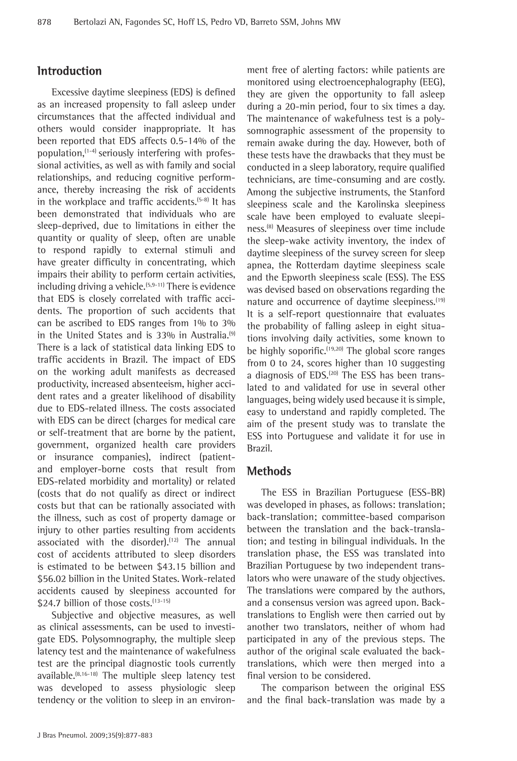## Introduction

Excessive daytime sleepiness (EDS) is defined as an increased propensity to fall asleep under circumstances that the affected individual and others would consider inappropriate. It has been reported that EDS affects 0.5-14% of the population,[1-4] seriously interfering with professional activities, as well as with family and social relationships, and reducing cognitive performance, thereby increasing the risk of accidents in the workplace and traffic accidents.[5-8] It has been demonstrated that individuals who are sleep-deprived, due to limitations in either the quantity or quality of sleep, often are unable to respond rapidly to external stimuli and have greater difficulty in concentrating, which impairs their ability to perform certain activities, including driving a vehicle.[5,9-11] There is evidence that EDS is closely correlated with traffic accidents. The proportion of such accidents that can be ascribed to EDS ranges from 1% to 3% in the United States and is 33% in Australia.[9] There is a lack of statistical data linking EDS to traffic accidents in Brazil. The impact of EDS on the working adult manifests as decreased productivity, increased absenteeism, higher accident rates and a greater likelihood of disability due to EDS-related illness. The costs associated with EDS can be direct (charges for medical care or self-treatment that are borne by the patient, government, organized health care providers or insurance companies), indirect (patient- and employer-borne costs that result from EDS-related morbidity and mortality) or related (costs that do not qualify as direct or indirect costs but that can be rationally associated with the illness, such as cost of property damage or injury to other parties resulting from accidents associated with the disorder).[12] The annual cost of accidents attributed to sleep disorders is estimated to be between $43.15 billion and $56.02 billion in the United States. Work-related accidents caused by sleepiness accounted for $24.7 billion of those costs.[13-15]

Subjective and objective measures, as well as clinical assessments, can be used to investigate EDS. Polysomnography, the multiple sleep latency test and the maintenance of wakefulness test are the principal diagnostic tools currently available.[8,16-18] The multiple sleep latency test was developed to assess physiologic sleep tendency or the volition to sleep in an environment free of alerting factors: while patients are monitored using electroencephalography (EEG), they are given the opportunity to fall asleep during a 20-min period, four to six times a day. The maintenance of wakefulness test is a polysomnographic assessment of the propensity to remain awake during the day. However, both of these tests have the drawbacks that they must be conducted in a sleep laboratory, require qualified technicians, are time-consuming and are costly. Among the subjective instruments, the Stanford sleepiness scale and the Karolinska sleepiness scale have been employed to evaluate sleepiness.[8] Measures of sleepiness over time include the sleep-wake activity inventory, the index of daytime sleepiness of the survey screen for sleep apnea, the Rotterdam daytime sleepiness scale and the Epworth sleepiness scale (ESS). The ESS was devised based on observations regarding the nature and occurrence of daytime sleepiness.[19] It is a self-report questionnaire that evaluates the probability of falling asleep in eight situations involving daily activities, some known to be highly soporific.[19,20] The global score ranges from 0 to 24, scores higher than 10 suggesting a diagnosis of EDS.[20] The ESS has been translated to and validated for use in several other languages, being widely used because it is simple, easy to understand and rapidly completed. The aim of the present study was to translate the ESS into Portuguese and validate it for use in Brazil.

## Methods

The ESS in Brazilian Portuguese (ESS-BR) was developed in phases, as follows: translation; back-translation; committee-based comparison between the translation and the back-translation; and testing in bilingual individuals. In the translation phase, the ESS was translated into Brazilian Portuguese by two independent translators who were unaware of the study objectives. The translations were compared by the authors, and a consensus version was agreed upon. Back-translations to English were then carried out by another two translators, neither of whom had participated in any of the previous steps. The author of the original scale evaluated the back-translations, which were then merged into a final version to be considered.

The comparison between the original ESS and the final back-translation was made by a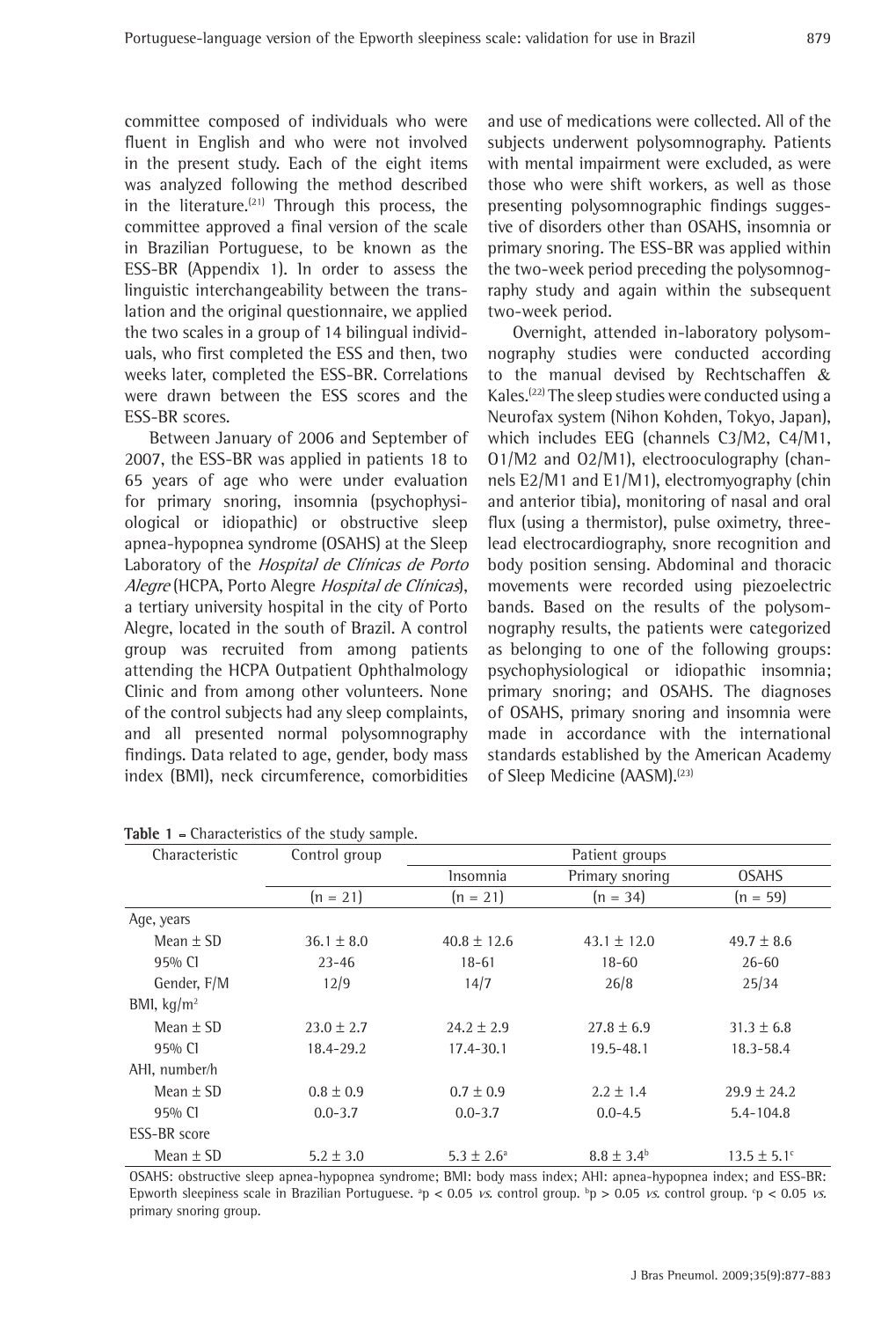committee composed of individuals who were fluent in English and who were not involved in the present study. Each of the eight items was analyzed following the method described in the literature.[21] Through this process, the committee approved a final version of the scale in Brazilian Portuguese, to be known as the ESS-BR (Appendix 1). In order to assess the linguistic interchangeability between the translation and the original questionnaire, we applied the two scales in a group of 14 bilingual individuals, who first completed the ESS and then, two weeks later, completed the ESS-BR. Correlations were drawn between the ESS scores and the ESS-BR scores.

Between January of 2006 and September of 2007, the ESS-BR was applied in patients 18 to 65 years of age who were under evaluation for primary snoring, insomnia (psychophysiological or idiopathic) or obstructive sleep apnea-hypopnea syndrome (OSAHS) at the Sleep Laboratory of the *Hospital de Clínicas de Porto Alegre* (HCPA, Porto Alegre *Hospital de Clínicas*), a tertiary university hospital in the city of Porto Alegre, located in the south of Brazil. A control group was recruited from among patients attending the HCPA Outpatient Ophthalmology Clinic and from among other volunteers. None of the control subjects had any sleep complaints, and all presented normal polysomnography findings. Data related to age, gender, body mass index (BMI), neck circumference, comorbidities and use of medications were collected. All of the subjects underwent polysomnography. Patients with mental impairment were excluded, as were those who were shift workers, as well as those presenting polysomnographic findings suggestive of disorders other than OSAHS, insomnia or primary snoring. The ESS-BR was applied within the two-week period preceding the polysomnography study and again within the subsequent two-week period.

Overnight, attended in-laboratory polysomnography studies were conducted according to the manual devised by Rechtschaffen & Kales.[22] The sleep studies were conducted using a Neurofax system (Nihon Kohden, Tokyo, Japan), which includes EEG (channels C3/M2, C4/M1, O1/M2 and O2/M1), electrooculography (channels E2/M1 and E1/M1), electromyography (chin and anterior tibia), monitoring of nasal and oral flux (using a thermistor), pulse oximetry, three-lead electrocardiography, snore recognition and body position sensing. Abdominal and thoracic movements were recorded using piezoelectric bands. Based on the results of the polysomnography results, the patients were categorized as belonging to one of the following groups: psychophysiological or idiopathic insomnia; primary snoring; and OSAHS. The diagnoses of OSAHS, primary snoring and insomnia were made in accordance with the international standards established by the American Academy of Sleep Medicine (AASM).[23]

**Table 1 -** Characteristics of the study sample.

| Characteristic | Control group | Patient groups | | |
|---|---|---|---|---|
| | | Insomnia | Primary snoring | OSAHS |
| | (n = 21) | (n = 21) | (n = 34) | (n = 59) |
| Age, years | | | | |
| Mean ± SD | 36.1 ± 8.0 | 40.8 ± 12.6 | 43.1 ± 12.0 | 49.7 ± 8.6 |
| 95% CI | 23-46 | 18-61 | 18-60 | 26-60 |
| Gender, F/M | 12/9 | 14/7 | 26/8 | 25/34 |
| BMI, kg/m² | | | | |
| Mean ± SD | 23.0 ± 2.7 | 24.2 ± 2.9 | 27.8 ± 6.9 | 31.3 ± 6.8 |
| 95% CI | 18.4-29.2 | 17.4-30.1 | 19.5-48.1 | 18.3-58.4 |
| AHI, number/h | | | | |
| Mean ± SD | 0.8 ± 0.9 | 0.7 ± 0.9 | 2.2 ± 1.4 | 29.9 ± 24.2 |
| 95% CI | 0.0-3.7 | 0.0-3.7 | 0.0-4.5 | 5.4-104.8 |
| ESS-BR score | | | | |
| Mean ± SD | 5.2 ± 3.0 | 5.3 ± 2.6[a] | 8.8 ± 3.4[b] | 13.5 ± 5.1[c] |

OSAHS: obstructive sleep apnea-hypopnea syndrome; BMI: body mass index; AHI: apnea-hypopnea index; and ESS-BR: Epworth sleepiness scale in Brazilian Portuguese. [a]$p < 0.05$ *vs.* control group. [b]$p > 0.05$ *vs.* control group. [c]$p < 0.05$ *vs.* primary snoring group.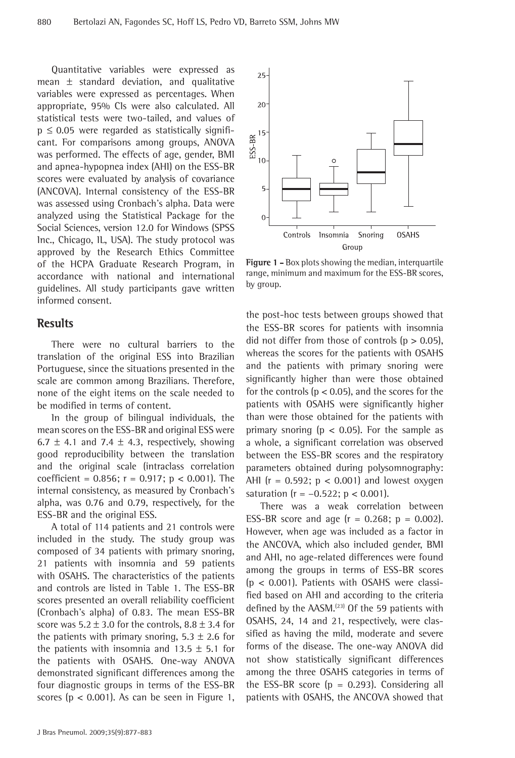Quantitative variables were expressed as mean ± standard deviation, and qualitative variables were expressed as percentages. When appropriate, 95% CIs were also calculated. All statistical tests were two-tailed, and values of $p \leq 0.05$ were regarded as statistically significant. For comparisons among groups, ANOVA was performed. The effects of age, gender, BMI and apnea-hypopnea index (AHI) on the ESS-BR scores were evaluated by analysis of covariance (ANCOVA). Internal consistency of the ESS-BR was assessed using Cronbach's alpha. Data were analyzed using the Statistical Package for the Social Sciences, version 12.0 for Windows (SPSS Inc., Chicago, IL, USA). The study protocol was approved by the Research Ethics Committee of the HCPA Graduate Research Program, in accordance with national and international guidelines. All study participants gave written informed consent.

## Results

There were no cultural barriers to the translation of the original ESS into Brazilian Portuguese, since the situations presented in the scale are common among Brazilians. Therefore, none of the eight items on the scale needed to be modified in terms of content.

In the group of bilingual individuals, the mean scores on the ESS-BR and original ESS were 6.7 ± 4.1 and 7.4 ± 4.3, respectively, showing good reproducibility between the translation and the original scale (intraclass correlation coefficient = 0.856; r = 0.917; $p < 0.001$). The internal consistency, as measured by Cronbach's alpha, was 0.76 and 0.79, respectively, for the ESS-BR and the original ESS.

A total of 114 patients and 21 controls were included in the study. The study group was composed of 34 patients with primary snoring, 21 patients with insomnia and 59 patients with OSAHS. The characteristics of the patients and controls are listed in Table 1. The ESS-BR scores presented an overall reliability coefficient (Cronbach's alpha) of 0.83. The mean ESS-BR score was 5.2 ± 3.0 for the controls, 8.8 ± 3.4 for the patients with primary snoring, 5.3 ± 2.6 for the patients with insomnia and 13.5 ± 5.1 for the patients with OSAHS. One-way ANOVA demonstrated significant differences among the four diagnostic groups in terms of the ESS-BR scores ($p < 0.001$). As can be seen in Figure 1, the post-hoc tests between groups showed that the ESS-BR scores for patients with insomnia did not differ from those of controls ($p > 0.05$), whereas the scores for the patients with OSAHS and the patients with primary snoring were significantly higher than were those obtained for the controls ($p < 0.05$), and the scores for the patients with OSAHS were significantly higher than were those obtained for the patients with primary snoring ($p < 0.05$). For the sample as a whole, a significant correlation was observed between the ESS-BR scores and the respiratory parameters obtained during polysomnography: AHI (r = 0.592; $p < 0.001$) and lowest oxygen saturation (r = −0.522; $p < 0.001$).

**Figure 1 –** Box plots showing the median, interquartile range, minimum and maximum for the ESS-BR scores, by group.

There was a weak correlation between ESS-BR score and age (r = 0.268; p = 0.002). However, when age was included as a factor in the ANCOVA, which also included gender, BMI and AHI, no age-related differences were found among the groups in terms of ESS-BR scores ($p < 0.001$). Patients with OSAHS were classified based on AHI and according to the criteria defined by the AASM.[23] Of the 59 patients with OSAHS, 24, 14 and 21, respectively, were classified as having the mild, moderate and severe forms of the disease. The one-way ANOVA did not show statistically significant differences among the three OSAHS categories in terms of the ESS-BR score (p = 0.293). Considering all patients with OSAHS, the ANCOVA showed that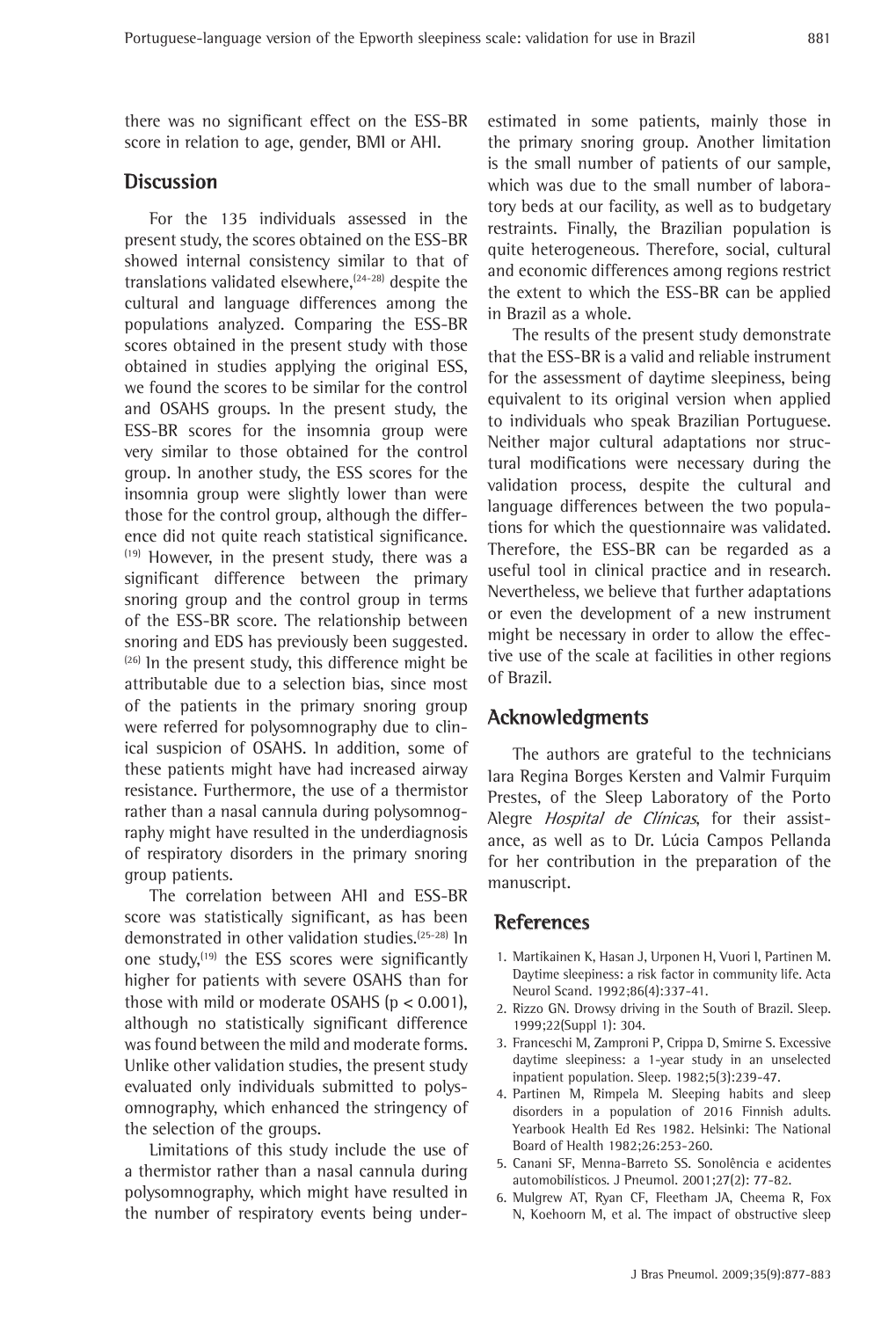there was no significant effect on the ESS-BR score in relation to age, gender, BMI or AHI.

## Discussion

For the 135 individuals assessed in the present study, the scores obtained on the ESS-BR showed internal consistency similar to that of translations validated elsewhere,[24-28] despite the cultural and language differences among the populations analyzed. Comparing the ESS-BR scores obtained in the present study with those obtained in studies applying the original ESS, we found the scores to be similar for the control and OSAHS groups. In the present study, the ESS-BR scores for the insomnia group were very similar to those obtained for the control group. In another study, the ESS scores for the insomnia group were slightly lower than were those for the control group, although the difference did not quite reach statistical significance.[19] However, in the present study, there was a significant difference between the primary snoring group and the control group in terms of the ESS-BR score. The relationship between snoring and EDS has previously been suggested.[26] In the present study, this difference might be attributable due to a selection bias, since most of the patients in the primary snoring group were referred for polysomnography due to clinical suspicion of OSAHS. In addition, some of these patients might have had increased airway resistance. Furthermore, the use of a thermistor rather than a nasal cannula during polysomnography might have resulted in the underdiagnosis of respiratory disorders in the primary snoring group patients.

The correlation between AHI and ESS-BR score was statistically significant, as has been demonstrated in other validation studies.[25-28] In one study,[19] the ESS scores were significantly higher for patients with severe OSAHS than for those with mild or moderate OSAHS ($p < 0.001$), although no statistically significant difference was found between the mild and moderate forms. Unlike other validation studies, the present study evaluated only individuals submitted to polysomnography, which enhanced the stringency of the selection of the groups.

Limitations of this study include the use of a thermistor rather than a nasal cannula during polysomnography, which might have resulted in the number of respiratory events being underestimated in some patients, mainly those in the primary snoring group. Another limitation is the small number of patients of our sample, which was due to the small number of laboratory beds at our facility, as well as to budgetary restraints. Finally, the Brazilian population is quite heterogeneous. Therefore, social, cultural and economic differences among regions restrict the extent to which the ESS-BR can be applied in Brazil as a whole.

The results of the present study demonstrate that the ESS-BR is a valid and reliable instrument for the assessment of daytime sleepiness, being equivalent to its original version when applied to individuals who speak Brazilian Portuguese. Neither major cultural adaptations nor structural modifications were necessary during the validation process, despite the cultural and language differences between the two populations for which the questionnaire was validated. Therefore, the ESS-BR can be regarded as a useful tool in clinical practice and in research. Nevertheless, we believe that further adaptations or even the development of a new instrument might be necessary in order to allow the effective use of the scale at facilities in other regions of Brazil.

## Acknowledgments

The authors are grateful to the technicians Iara Regina Borges Kersten and Valmir Furquim Prestes, of the Sleep Laboratory of the Porto Alegre *Hospital de Clínicas*, for their assistance, as well as to Dr. Lúcia Campos Pellanda for her contribution in the preparation of the manuscript.

## References

1. Martikainen K, Hasan J, Urponen H, Vuori I, Partinen M. Daytime sleepiness: a risk factor in community life. Acta Neurol Scand. 1992;86(4):337-41.
2. Rizzo GN. Drowsy driving in the South of Brazil. Sleep. 1999;22(Suppl 1): 304.
3. Franceschi M, Zamproni P, Crippa D, Smirne S. Excessive daytime sleepiness: a 1-year study in an unselected inpatient population. Sleep. 1982;5(3):239-47.
4. Partinen M, Rimpela M. Sleeping habits and sleep disorders in a population of 2016 Finnish adults. Yearbook Health Ed Res 1982. Helsinki: The National Board of Health 1982;26:253-260.
5. Canani SF, Menna-Barreto SS. Sonolência e acidentes automobilísticos. J Pneumol. 2001;27(2): 77-82.
6. Mulgrew AT, Ryan CF, Fleetham JA, Cheema R, Fox N, Koehoorn M, et al. The impact of obstructive sleep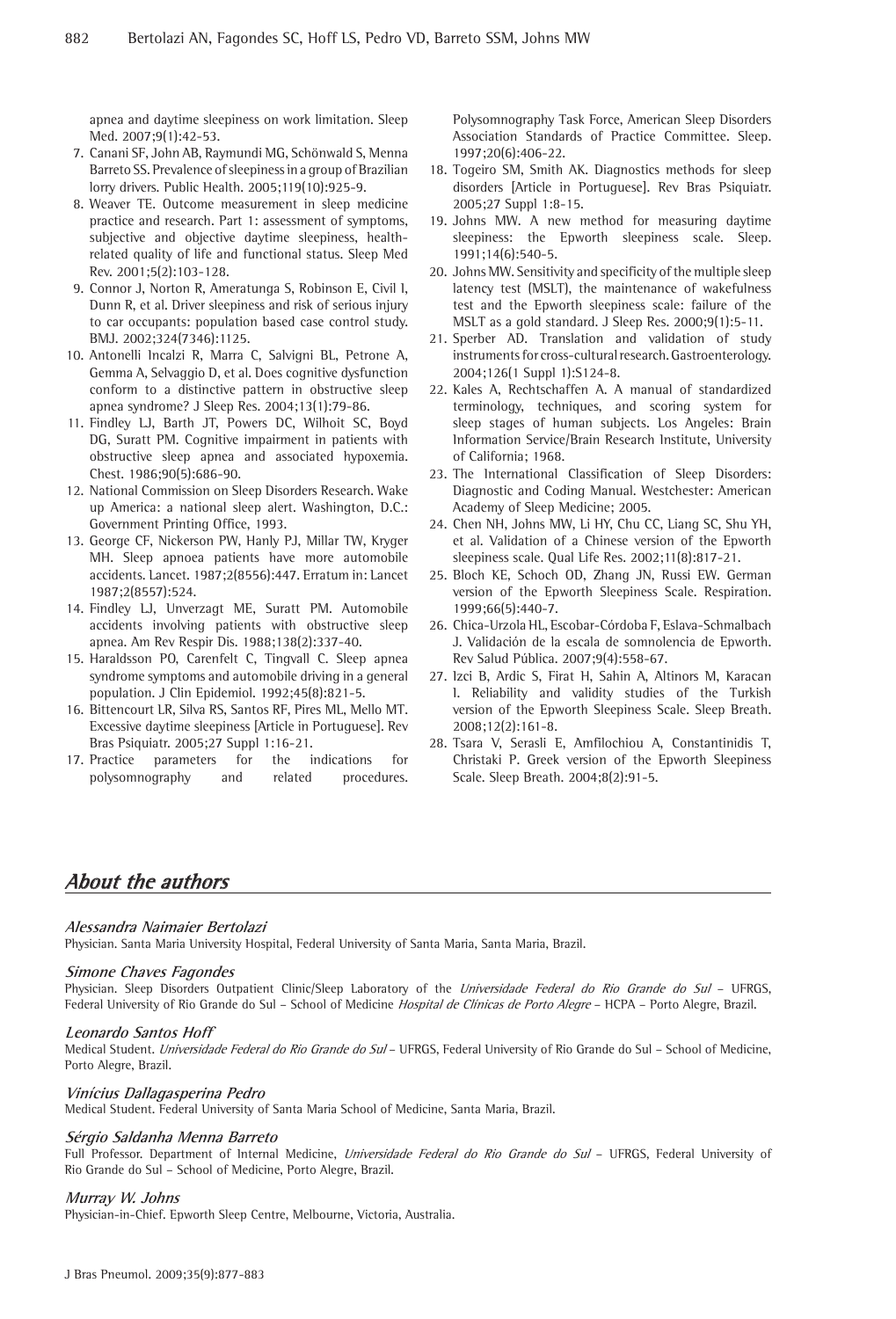apnea and daytime sleepiness on work limitation. Sleep Med. 2007;9(1):42-53.

7. Canani SF, John AB, Raymundi MG, Schönwald S, Menna Barreto SS. Prevalence of sleepiness in a group of Brazilian lorry drivers. Public Health. 2005;119(10):925-9.
8. Weaver TE. Outcome measurement in sleep medicine practice and research. Part 1: assessment of symptoms, subjective and objective daytime sleepiness, health-related quality of life and functional status. Sleep Med Rev. 2001;5(2):103-128.
9. Connor J, Norton R, Ameratunga S, Robinson E, Civil I, Dunn R, et al. Driver sleepiness and risk of serious injury to car occupants: population based case control study. BMJ. 2002;324(7346):1125.
10. Antonelli Incalzi R, Marra C, Salvigni BL, Petrone A, Gemma A, Selvaggio D, et al. Does cognitive dysfunction conform to a distinctive pattern in obstructive sleep apnea syndrome? J Sleep Res. 2004;13(1):79-86.
11. Findley LJ, Barth JT, Powers DC, Wilhoit SC, Boyd DG, Suratt PM. Cognitive impairment in patients with obstructive sleep apnea and associated hypoxemia. Chest. 1986;90(5):686-90.
12. National Commission on Sleep Disorders Research. Wake up America: a national sleep alert. Washington, D.C.: Government Printing Office, 1993.
13. George CF, Nickerson PW, Hanly PJ, Millar TW, Kryger MH. Sleep apnoea patients have more automobile accidents. Lancet. 1987;2(8556):447. Erratum in: Lancet 1987;2(8557):524.
14. Findley LJ, Unverzagt ME, Suratt PM. Automobile accidents involving patients with obstructive sleep apnea. Am Rev Respir Dis. 1988;138(2):337-40.
15. Haraldsson PO, Carenfelt C, Tingvall C. Sleep apnea syndrome symptoms and automobile driving in a general population. J Clin Epidemiol. 1992;45(8):821-5.
16. Bittencourt LR, Silva RS, Santos RF, Pires ML, Mello MT. Excessive daytime sleepiness [Article in Portuguese]. Rev Bras Psiquiatr. 2005;27 Suppl 1:16-21.
17. Practice parameters for the indications for polysomnography and related procedures. Polysomnography Task Force, American Sleep Disorders Association Standards of Practice Committee. Sleep. 1997;20(6):406-22.
18. Togeiro SM, Smith AK. Diagnostics methods for sleep disorders [Article in Portuguese]. Rev Bras Psiquiatr. 2005;27 Suppl 1:8-15.
19. Johns MW. A new method for measuring daytime sleepiness: the Epworth sleepiness scale. Sleep. 1991;14(6):540-5.
20. Johns MW. Sensitivity and specificity of the multiple sleep latency test (MSLT), the maintenance of wakefulness test and the Epworth sleepiness scale: failure of the MSLT as a gold standard. J Sleep Res. 2000;9(1):5-11.
21. Sperber AD. Translation and validation of study instruments for cross-cultural research. Gastroenterology. 2004;126(1 Suppl 1):S124-8.
22. Kales A, Rechtschaffen A. A manual of standardized terminology, techniques, and scoring system for sleep stages of human subjects. Los Angeles: Brain Information Service/Brain Research Institute, University of California; 1968.
23. The International Classification of Sleep Disorders: Diagnostic and Coding Manual. Westchester: American Academy of Sleep Medicine; 2005.
24. Chen NH, Johns MW, Li HY, Chu CC, Liang SC, Shu YH, et al. Validation of a Chinese version of the Epworth sleepiness scale. Qual Life Res. 2002;11(8):817-21.
25. Bloch KE, Schoch OD, Zhang JN, Russi EW. German version of the Epworth Sleepiness Scale. Respiration. 1999;66(5):440-7.
26. Chica-Urzola HL, Escobar-Córdoba F, Eslava-Schmalbach J. Validación de la escala de somnolencia de Epworth. Rev Salud Pública. 2007;9(4):558-67.
27. Izci B, Ardic S, Firat H, Sahin A, Altinors M, Karacan I. Reliability and validity studies of the Turkish version of the Epworth Sleepiness Scale. Sleep Breath. 2008;12(2):161-8.
28. Tsara V, Serasli E, Amfilochiou A, Constantinidis T, Christaki P. Greek version of the Epworth Sleepiness Scale. Sleep Breath. 2004;8(2):91-5.

## About the authors

### *Alessandra Naimaier Bertolazi*

Physician. Santa Maria University Hospital, Federal University of Santa Maria, Santa Maria, Brazil.

### *Simone Chaves Fagondes*

Physician. Sleep Disorders Outpatient Clinic/Sleep Laboratory of the *Universidade Federal do Rio Grande do Sul* – UFRGS, Federal University of Rio Grande do Sul – School of Medicine *Hospital de Clínicas de Porto Alegre* – HCPA – Porto Alegre, Brazil.

### *Leonardo Santos Hoff*

Medical Student. *Universidade Federal do Rio Grande do Sul* – UFRGS, Federal University of Rio Grande do Sul – School of Medicine, Porto Alegre, Brazil.

### *Vinícius Dallagasperina Pedro*

Medical Student. Federal University of Santa Maria School of Medicine, Santa Maria, Brazil.

### *Sérgio Saldanha Menna Barreto*

Full Professor. Department of Internal Medicine, *Universidade Federal do Rio Grande do Sul* – UFRGS, Federal University of Rio Grande do Sul – School of Medicine, Porto Alegre, Brazil.

### *Murray W. Johns*

Physician-in-Chief. Epworth Sleep Centre, Melbourne, Victoria, Australia.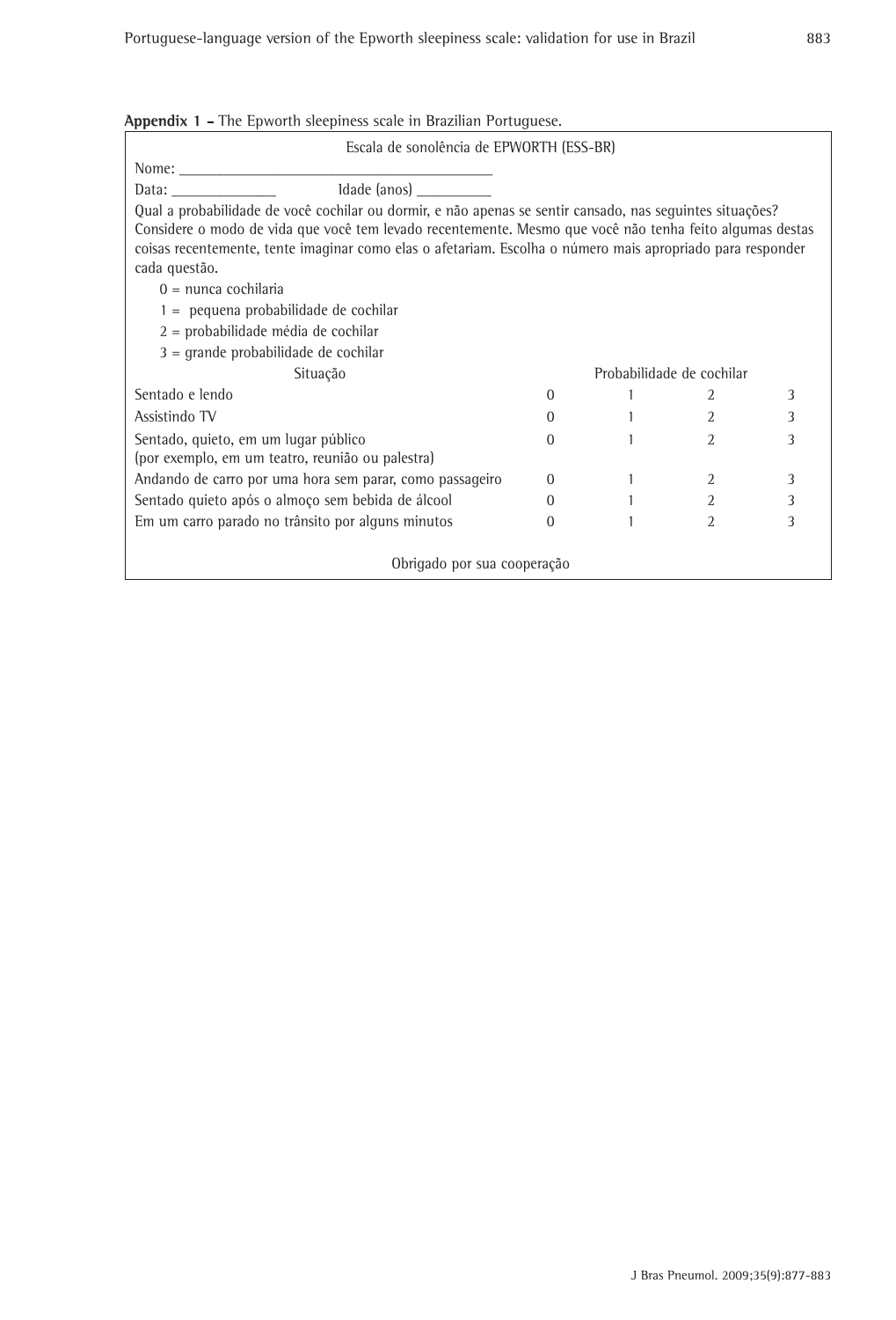**Appendix 1 –** The Epworth sleepiness scale in Brazilian Portuguese.

Escala de sonolência de EPWORTH (ESS-BR)

Nome: ________________________________________

Data: ______________ Idade (anos) __________

Qual a probabilidade de você cochilar ou dormir, e não apenas se sentir cansado, nas seguintes situações? Considere o modo de vida que você tem levado recentemente. Mesmo que você não tenha feito algumas destas coisas recentemente, tente imaginar como elas o afetariam. Escolha o número mais apropriado para responder cada questão.

0 = nunca cochilaria
1 = pequena probabilidade de cochilar
2 = probabilidade média de cochilar
3 = grande probabilidade de cochilar

| Situação | Probabilidade de cochilar | | | |
|---|---|---|---|---|
| Sentado e lendo | 0 | 1 | 2 | 3 |
| Assistindo TV | 0 | 1 | 2 | 3 |
| Sentado, quieto, em um lugar público (por exemplo, em um teatro, reunião ou palestra) | 0 | 1 | 2 | 3 |
| Andando de carro por uma hora sem parar, como passageiro | 0 | 1 | 2 | 3 |
| Sentado quieto após o almoço sem bebida de álcool | 0 | 1 | 2 | 3 |
| Em um carro parado no trânsito por alguns minutos | 0 | 1 | 2 | 3 |

Obrigado por sua cooperação